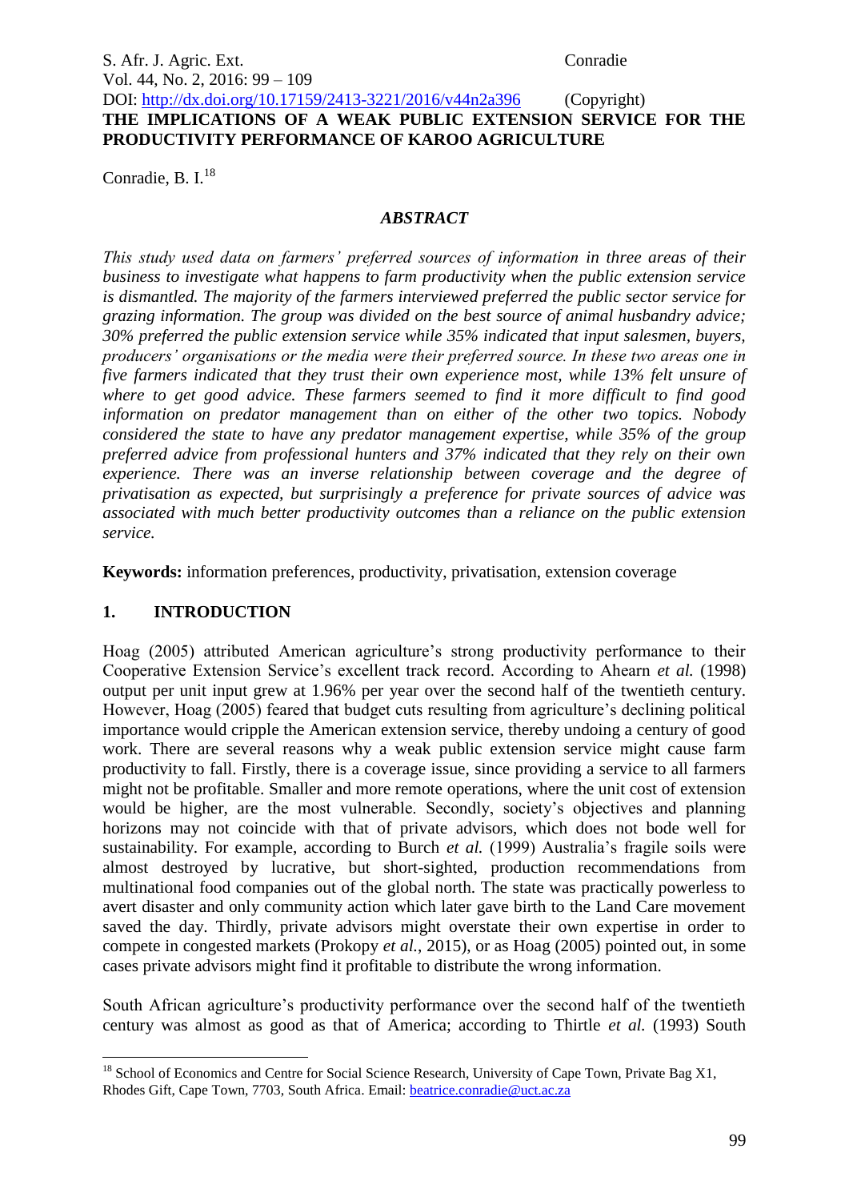# THE IMPLICATIONS OF A WEAK PUBLIC EXTENSION SERVICE FOR THE PRODUCTIVITY PERFORMANCE OF KAROO AGRICULTURE

Conradie, B. I.[18]

### *ABSTRACT*

*This study used data on farmers' preferred sources of information in three areas of their business to investigate what happens to farm productivity when the public extension service is dismantled. The majority of the farmers interviewed preferred the public sector service for grazing information. The group was divided on the best source of animal husbandry advice; 30% preferred the public extension service while 35% indicated that input salesmen, buyers, producers' organisations or the media were their preferred source. In these two areas one in five farmers indicated that they trust their own experience most, while 13% felt unsure of where to get good advice. These farmers seemed to find it more difficult to find good information on predator management than on either of the other two topics. Nobody considered the state to have any predator management expertise, while 35% of the group preferred advice from professional hunters and 37% indicated that they rely on their own experience. There was an inverse relationship between coverage and the degree of privatisation as expected, but surprisingly a preference for private sources of advice was associated with much better productivity outcomes than a reliance on the public extension service.*

**Keywords:** information preferences, productivity, privatisation, extension coverage

## 1. INTRODUCTION

Hoag (2005) attributed American agriculture's strong productivity performance to their Cooperative Extension Service's excellent track record. According to Ahearn *et al.* (1998) output per unit input grew at 1.96% per year over the second half of the twentieth century. However, Hoag (2005) feared that budget cuts resulting from agriculture's declining political importance would cripple the American extension service, thereby undoing a century of good work. There are several reasons why a weak public extension service might cause farm productivity to fall. Firstly, there is a coverage issue, since providing a service to all farmers might not be profitable. Smaller and more remote operations, where the unit cost of extension would be higher, are the most vulnerable. Secondly, society's objectives and planning horizons may not coincide with that of private advisors, which does not bode well for sustainability. For example, according to Burch *et al.* (1999) Australia's fragile soils were almost destroyed by lucrative, but short-sighted, production recommendations from multinational food companies out of the global north. The state was practically powerless to avert disaster and only community action which later gave birth to the Land Care movement saved the day. Thirdly, private advisors might overstate their own expertise in order to compete in congested markets (Prokopy *et al.*, 2015), or as Hoag (2005) pointed out, in some cases private advisors might find it profitable to distribute the wrong information.

South African agriculture's productivity performance over the second half of the twentieth century was almost as good as that of America; according to Thirtle *et al.* (1993) South

---

[18] School of Economics and Centre for Social Science Research, University of Cape Town, Private Bag X1, Rhodes Gift, Cape Town, 7703, South Africa. Email: beatrice.conradie@uct.ac.za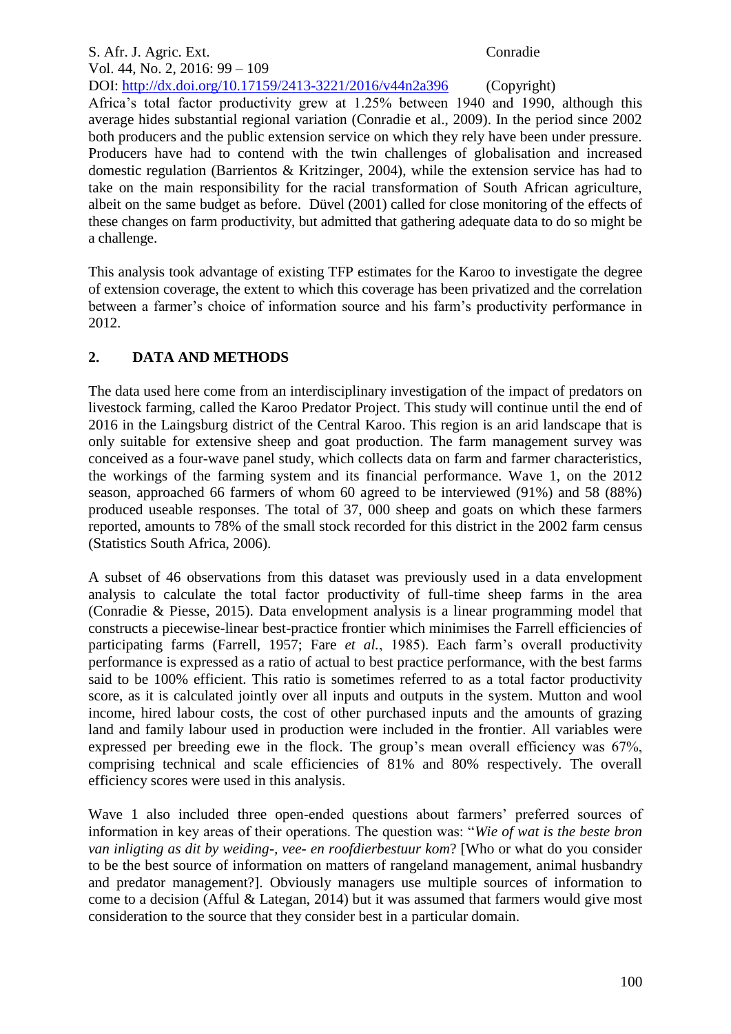Africa's total factor productivity grew at 1.25% between 1940 and 1990, although this average hides substantial regional variation (Conradie et al., 2009). In the period since 2002 both producers and the public extension service on which they rely have been under pressure. Producers have had to contend with the twin challenges of globalisation and increased domestic regulation (Barrientos & Kritzinger, 2004), while the extension service has had to take on the main responsibility for the racial transformation of South African agriculture, albeit on the same budget as before. Düvel (2001) called for close monitoring of the effects of these changes on farm productivity, but admitted that gathering adequate data to do so might be a challenge.

This analysis took advantage of existing TFP estimates for the Karoo to investigate the degree of extension coverage, the extent to which this coverage has been privatized and the correlation between a farmer's choice of information source and his farm's productivity performance in 2012.

## 2. DATA AND METHODS

The data used here come from an interdisciplinary investigation of the impact of predators on livestock farming, called the Karoo Predator Project. This study will continue until the end of 2016 in the Laingsburg district of the Central Karoo. This region is an arid landscape that is only suitable for extensive sheep and goat production. The farm management survey was conceived as a four-wave panel study, which collects data on farm and farmer characteristics, the workings of the farming system and its financial performance. Wave 1, on the 2012 season, approached 66 farmers of whom 60 agreed to be interviewed (91%) and 58 (88%) produced useable responses. The total of 37, 000 sheep and goats on which these farmers reported, amounts to 78% of the small stock recorded for this district in the 2002 farm census (Statistics South Africa, 2006).

A subset of 46 observations from this dataset was previously used in a data envelopment analysis to calculate the total factor productivity of full-time sheep farms in the area (Conradie & Piesse, 2015). Data envelopment analysis is a linear programming model that constructs a piecewise-linear best-practice frontier which minimises the Farrell efficiencies of participating farms (Farrell, 1957; Fare *et al.*, 1985). Each farm's overall productivity performance is expressed as a ratio of actual to best practice performance, with the best farms said to be 100% efficient. This ratio is sometimes referred to as a total factor productivity score, as it is calculated jointly over all inputs and outputs in the system. Mutton and wool income, hired labour costs, the cost of other purchased inputs and the amounts of grazing land and family labour used in production were included in the frontier. All variables were expressed per breeding ewe in the flock. The group's mean overall efficiency was 67%, comprising technical and scale efficiencies of 81% and 80% respectively. The overall efficiency scores were used in this analysis.

Wave 1 also included three open-ended questions about farmers' preferred sources of information in key areas of their operations. The question was: "*Wie of wat is die beste bron van inligting as dit by weiding-, vee- en roofdierbestuur kom*? [Who or what do you consider to be the best source of information on matters of rangeland management, animal husbandry and predator management?]. Obviously managers use multiple sources of information to come to a decision (Afful & Lategan, 2014) but it was assumed that farmers would give most consideration to the source that they consider best in a particular domain.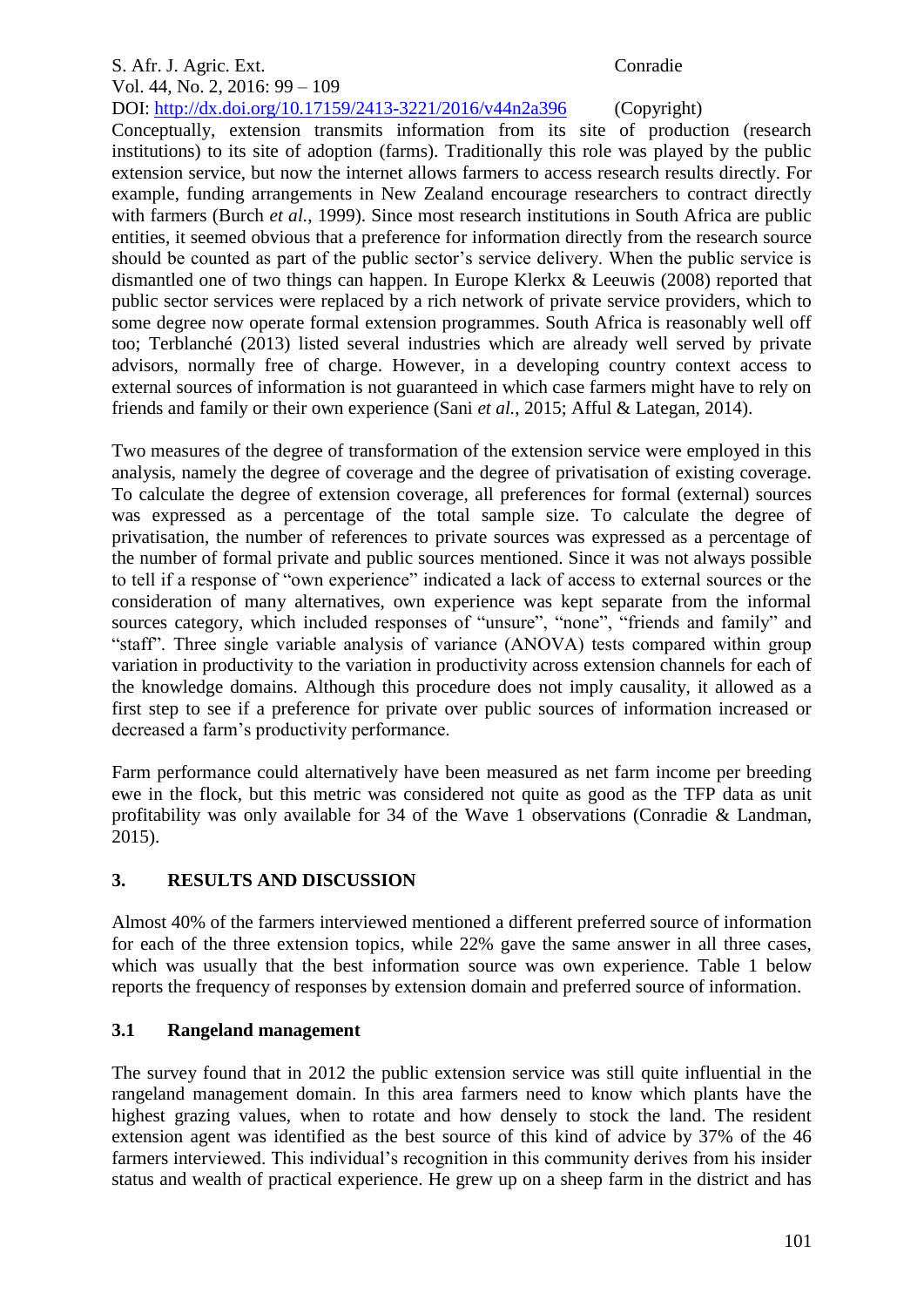Conceptually, extension transmits information from its site of production (research institutions) to its site of adoption (farms). Traditionally this role was played by the public extension service, but now the internet allows farmers to access research results directly. For example, funding arrangements in New Zealand encourage researchers to contract directly with farmers (Burch *et al.*, 1999). Since most research institutions in South Africa are public entities, it seemed obvious that a preference for information directly from the research source should be counted as part of the public sector's service delivery. When the public service is dismantled one of two things can happen. In Europe Klerkx & Leeuwis (2008) reported that public sector services were replaced by a rich network of private service providers, which to some degree now operate formal extension programmes. South Africa is reasonably well off too; Terblanché (2013) listed several industries which are already well served by private advisors, normally free of charge. However, in a developing country context access to external sources of information is not guaranteed in which case farmers might have to rely on friends and family or their own experience (Sani *et al.*, 2015; Afful & Lategan, 2014).

Two measures of the degree of transformation of the extension service were employed in this analysis, namely the degree of coverage and the degree of privatisation of existing coverage. To calculate the degree of extension coverage, all preferences for formal (external) sources was expressed as a percentage of the total sample size. To calculate the degree of privatisation, the number of references to private sources was expressed as a percentage of the number of formal private and public sources mentioned. Since it was not always possible to tell if a response of "own experience" indicated a lack of access to external sources or the consideration of many alternatives, own experience was kept separate from the informal sources category, which included responses of "unsure", "none", "friends and family" and "staff". Three single variable analysis of variance (ANOVA) tests compared within group variation in productivity to the variation in productivity across extension channels for each of the knowledge domains. Although this procedure does not imply causality, it allowed as a first step to see if a preference for private over public sources of information increased or decreased a farm's productivity performance.

Farm performance could alternatively have been measured as net farm income per breeding ewe in the flock, but this metric was considered not quite as good as the TFP data as unit profitability was only available for 34 of the Wave 1 observations (Conradie & Landman, 2015).

## 3. RESULTS AND DISCUSSION

Almost 40% of the farmers interviewed mentioned a different preferred source of information for each of the three extension topics, while 22% gave the same answer in all three cases, which was usually that the best information source was own experience. Table 1 below reports the frequency of responses by extension domain and preferred source of information.

### 3.1 Rangeland management

The survey found that in 2012 the public extension service was still quite influential in the rangeland management domain. In this area farmers need to know which plants have the highest grazing values, when to rotate and how densely to stock the land. The resident extension agent was identified as the best source of this kind of advice by 37% of the 46 farmers interviewed. This individual's recognition in this community derives from his insider status and wealth of practical experience. He grew up on a sheep farm in the district and has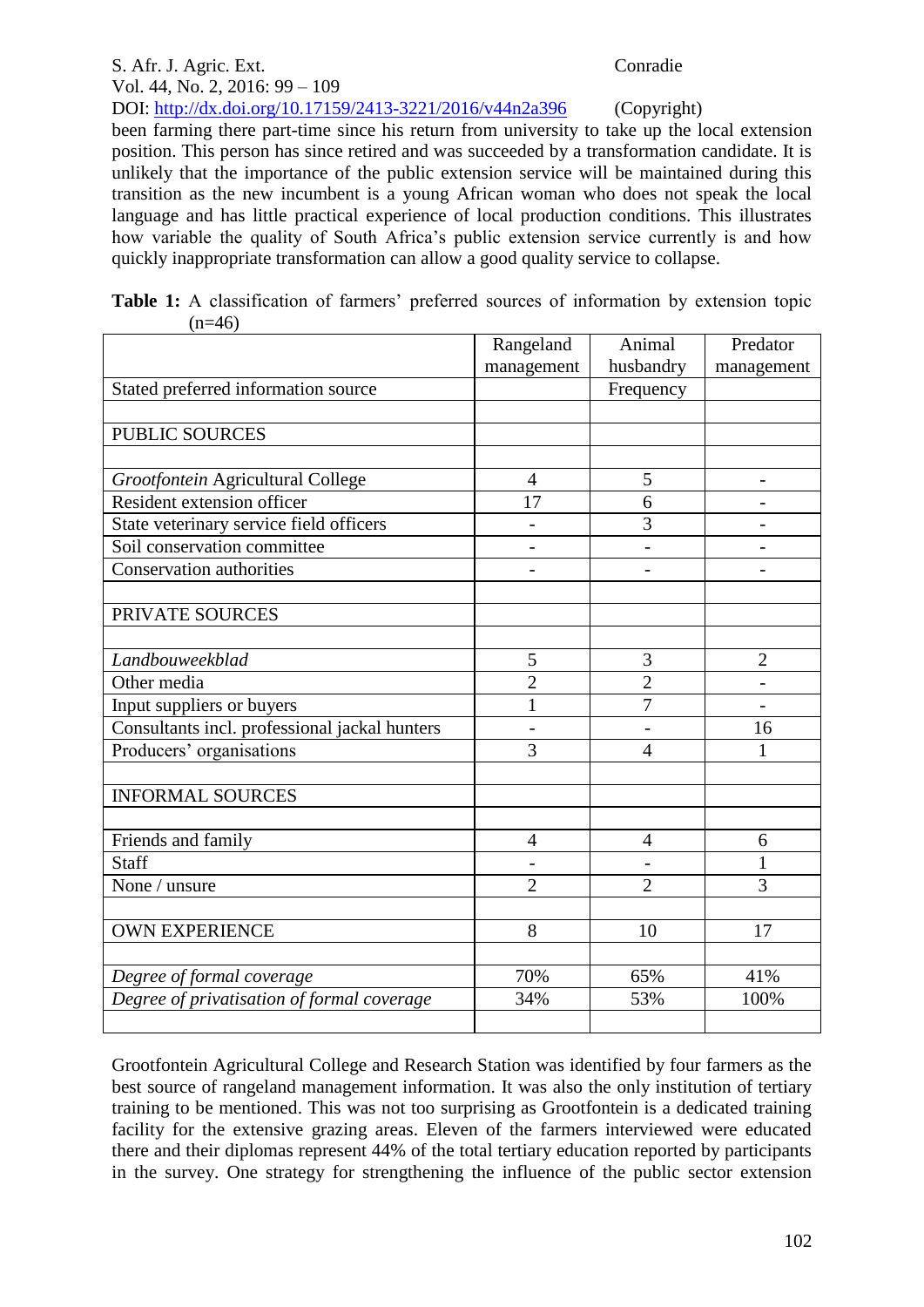been farming there part-time since his return from university to take up the local extension position. This person has since retired and was succeeded by a transformation candidate. It is unlikely that the importance of the public extension service will be maintained during this transition as the new incumbent is a young African woman who does not speak the local language and has little practical experience of local production conditions. This illustrates how variable the quality of South Africa's public extension service currently is and how quickly inappropriate transformation can allow a good quality service to collapse.

**Table 1:** A classification of farmers' preferred sources of information by extension topic (n=46)

| | Rangeland management | Animal husbandry | Predator management |
|---|---|---|---|
| Stated preferred information source | | Frequency | |
| | | | |
| PUBLIC SOURCES | | | |
| | | | |
| *Grootfontein* Agricultural College | 4 | 5 | - |
| Resident extension officer | 17 | 6 | - |
| State veterinary service field officers | - | 3 | - |
| Soil conservation committee | - | - | - |
| Conservation authorities | - | - | - |
| | | | |
| PRIVATE SOURCES | | | |
| | | | |
| *Landbouweekblad* | 5 | 3 | 2 |
| Other media | 2 | 2 | - |
| Input suppliers or buyers | 1 | 7 | - |
| Consultants incl. professional jackal hunters | - | - | 16 |
| Producers' organisations | 3 | 4 | 1 |
| | | | |
| INFORMAL SOURCES | | | |
| | | | |
| Friends and family | 4 | 4 | 6 |
| Staff | - | - | 1 |
| None / unsure | 2 | 2 | 3 |
| | | | |
| OWN EXPERIENCE | 8 | 10 | 17 |
| | | | |
| *Degree of formal coverage* | 70% | 65% | 41% |
| *Degree of privatisation of formal coverage* | 34% | 53% | 100% |
| | | | |

Grootfontein Agricultural College and Research Station was identified by four farmers as the best source of rangeland management information. It was also the only institution of tertiary training to be mentioned. This was not too surprising as Grootfontein is a dedicated training facility for the extensive grazing areas. Eleven of the farmers interviewed were educated there and their diplomas represent 44% of the total tertiary education reported by participants in the survey. One strategy for strengthening the influence of the public sector extension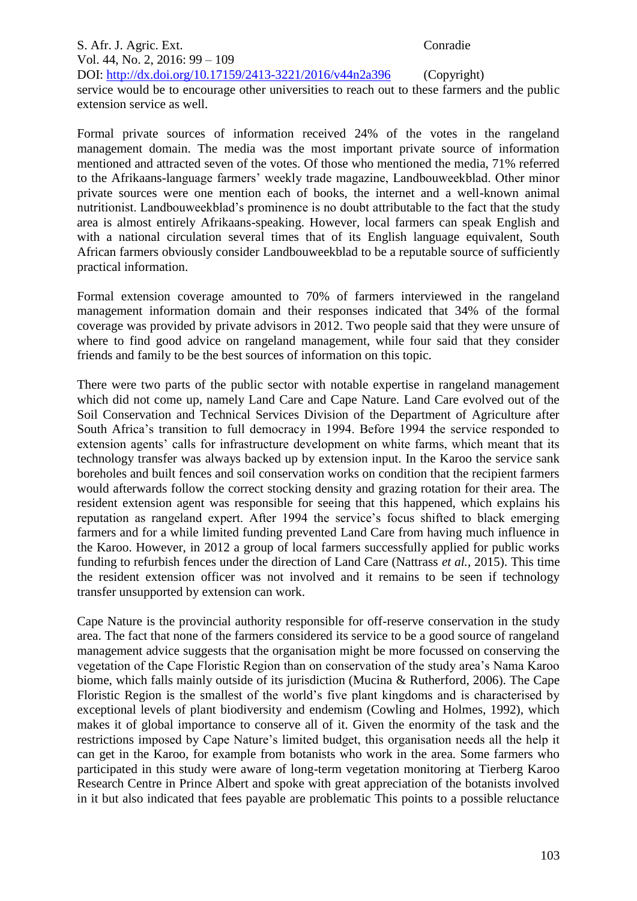service would be to encourage other universities to reach out to these farmers and the public extension service as well.

Formal private sources of information received 24% of the votes in the rangeland management domain. The media was the most important private source of information mentioned and attracted seven of the votes. Of those who mentioned the media, 71% referred to the Afrikaans-language farmers' weekly trade magazine, Landbouweekblad. Other minor private sources were one mention each of books, the internet and a well-known animal nutritionist. Landbouweekblad's prominence is no doubt attributable to the fact that the study area is almost entirely Afrikaans-speaking. However, local farmers can speak English and with a national circulation several times that of its English language equivalent, South African farmers obviously consider Landbouweekblad to be a reputable source of sufficiently practical information.

Formal extension coverage amounted to 70% of farmers interviewed in the rangeland management information domain and their responses indicated that 34% of the formal coverage was provided by private advisors in 2012. Two people said that they were unsure of where to find good advice on rangeland management, while four said that they consider friends and family to be the best sources of information on this topic.

There were two parts of the public sector with notable expertise in rangeland management which did not come up, namely Land Care and Cape Nature. Land Care evolved out of the Soil Conservation and Technical Services Division of the Department of Agriculture after South Africa's transition to full democracy in 1994. Before 1994 the service responded to extension agents' calls for infrastructure development on white farms, which meant that its technology transfer was always backed up by extension input. In the Karoo the service sank boreholes and built fences and soil conservation works on condition that the recipient farmers would afterwards follow the correct stocking density and grazing rotation for their area. The resident extension agent was responsible for seeing that this happened, which explains his reputation as rangeland expert. After 1994 the service's focus shifted to black emerging farmers and for a while limited funding prevented Land Care from having much influence in the Karoo. However, in 2012 a group of local farmers successfully applied for public works funding to refurbish fences under the direction of Land Care (Nattrass *et al.*, 2015). This time the resident extension officer was not involved and it remains to be seen if technology transfer unsupported by extension can work.

Cape Nature is the provincial authority responsible for off-reserve conservation in the study area. The fact that none of the farmers considered its service to be a good source of rangeland management advice suggests that the organisation might be more focussed on conserving the vegetation of the Cape Floristic Region than on conservation of the study area's Nama Karoo biome, which falls mainly outside of its jurisdiction (Mucina & Rutherford, 2006). The Cape Floristic Region is the smallest of the world's five plant kingdoms and is characterised by exceptional levels of plant biodiversity and endemism (Cowling and Holmes, 1992), which makes it of global importance to conserve all of it. Given the enormity of the task and the restrictions imposed by Cape Nature's limited budget, this organisation needs all the help it can get in the Karoo, for example from botanists who work in the area. Some farmers who participated in this study were aware of long-term vegetation monitoring at Tierberg Karoo Research Centre in Prince Albert and spoke with great appreciation of the botanists involved in it but also indicated that fees payable are problematic This points to a possible reluctance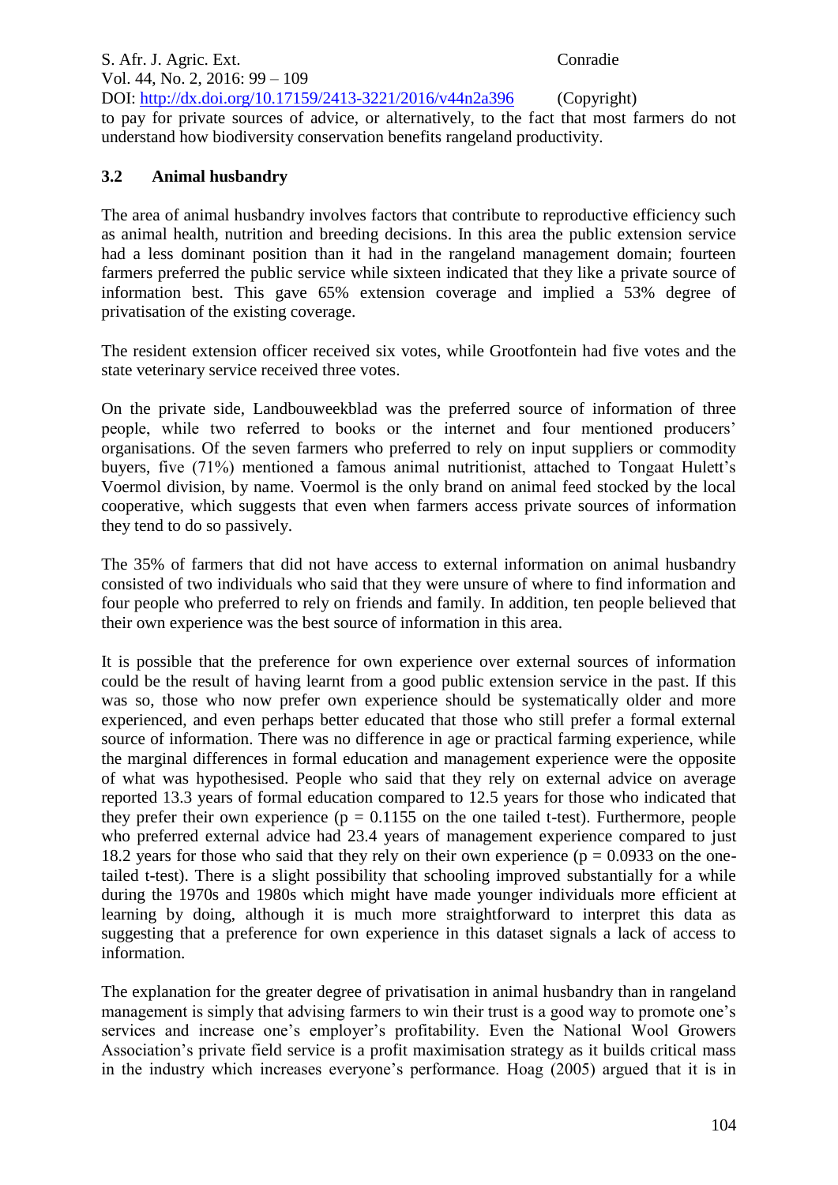to pay for private sources of advice, or alternatively, to the fact that most farmers do not understand how biodiversity conservation benefits rangeland productivity.

### 3.2 Animal husbandry

The area of animal husbandry involves factors that contribute to reproductive efficiency such as animal health, nutrition and breeding decisions. In this area the public extension service had a less dominant position than it had in the rangeland management domain; fourteen farmers preferred the public service while sixteen indicated that they like a private source of information best. This gave 65% extension coverage and implied a 53% degree of privatisation of the existing coverage.

The resident extension officer received six votes, while Grootfontein had five votes and the state veterinary service received three votes.

On the private side, Landbouweekblad was the preferred source of information of three people, while two referred to books or the internet and four mentioned producers' organisations. Of the seven farmers who preferred to rely on input suppliers or commodity buyers, five (71%) mentioned a famous animal nutritionist, attached to Tongaat Hulett's Voermol division, by name. Voermol is the only brand on animal feed stocked by the local cooperative, which suggests that even when farmers access private sources of information they tend to do so passively.

The 35% of farmers that did not have access to external information on animal husbandry consisted of two individuals who said that they were unsure of where to find information and four people who preferred to rely on friends and family. In addition, ten people believed that their own experience was the best source of information in this area.

It is possible that the preference for own experience over external sources of information could be the result of having learnt from a good public extension service in the past. If this was so, those who now prefer own experience should be systematically older and more experienced, and even perhaps better educated that those who still prefer a formal external source of information. There was no difference in age or practical farming experience, while the marginal differences in formal education and management experience were the opposite of what was hypothesised. People who said that they rely on external advice on average reported 13.3 years of formal education compared to 12.5 years for those who indicated that they prefer their own experience ($p = 0.1155$ on the one tailed t-test). Furthermore, people who preferred external advice had 23.4 years of management experience compared to just 18.2 years for those who said that they rely on their own experience ($p = 0.0933$ on the one-tailed t-test). There is a slight possibility that schooling improved substantially for a while during the 1970s and 1980s which might have made younger individuals more efficient at learning by doing, although it is much more straightforward to interpret this data as suggesting that a preference for own experience in this dataset signals a lack of access to information.

The explanation for the greater degree of privatisation in animal husbandry than in rangeland management is simply that advising farmers to win their trust is a good way to promote one's services and increase one's employer's profitability. Even the National Wool Growers Association's private field service is a profit maximisation strategy as it builds critical mass in the industry which increases everyone's performance. Hoag (2005) argued that it is in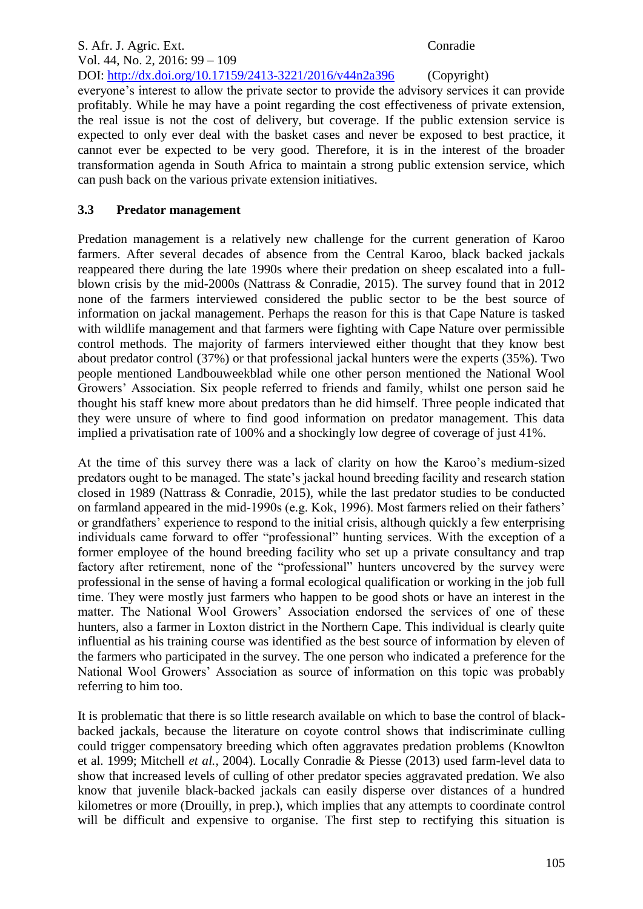everyone's interest to allow the private sector to provide the advisory services it can provide profitably. While he may have a point regarding the cost effectiveness of private extension, the real issue is not the cost of delivery, but coverage. If the public extension service is expected to only ever deal with the basket cases and never be exposed to best practice, it cannot ever be expected to be very good. Therefore, it is in the interest of the broader transformation agenda in South Africa to maintain a strong public extension service, which can push back on the various private extension initiatives.

### 3.3 Predator management

Predation management is a relatively new challenge for the current generation of Karoo farmers. After several decades of absence from the Central Karoo, black backed jackals reappeared there during the late 1990s where their predation on sheep escalated into a full-blown crisis by the mid-2000s (Nattrass & Conradie, 2015). The survey found that in 2012 none of the farmers interviewed considered the public sector to be the best source of information on jackal management. Perhaps the reason for this is that Cape Nature is tasked with wildlife management and that farmers were fighting with Cape Nature over permissible control methods. The majority of farmers interviewed either thought that they know best about predator control (37%) or that professional jackal hunters were the experts (35%). Two people mentioned Landbouweekblad while one other person mentioned the National Wool Growers' Association. Six people referred to friends and family, whilst one person said he thought his staff knew more about predators than he did himself. Three people indicated that they were unsure of where to find good information on predator management. This data implied a privatisation rate of 100% and a shockingly low degree of coverage of just 41%.

At the time of this survey there was a lack of clarity on how the Karoo's medium-sized predators ought to be managed. The state's jackal hound breeding facility and research station closed in 1989 (Nattrass & Conradie, 2015), while the last predator studies to be conducted on farmland appeared in the mid-1990s (e.g. Kok, 1996). Most farmers relied on their fathers' or grandfathers' experience to respond to the initial crisis, although quickly a few enterprising individuals came forward to offer "professional" hunting services. With the exception of a former employee of the hound breeding facility who set up a private consultancy and trap factory after retirement, none of the "professional" hunters uncovered by the survey were professional in the sense of having a formal ecological qualification or working in the job full time. They were mostly just farmers who happen to be good shots or have an interest in the matter. The National Wool Growers' Association endorsed the services of one of these hunters, also a farmer in Loxton district in the Northern Cape. This individual is clearly quite influential as his training course was identified as the best source of information by eleven of the farmers who participated in the survey. The one person who indicated a preference for the National Wool Growers' Association as source of information on this topic was probably referring to him too.

It is problematic that there is so little research available on which to base the control of black-backed jackals, because the literature on coyote control shows that indiscriminate culling could trigger compensatory breeding which often aggravates predation problems (Knowlton et al. 1999; Mitchell *et al.*, 2004). Locally Conradie & Piesse (2013) used farm-level data to show that increased levels of culling of other predator species aggravated predation. We also know that juvenile black-backed jackals can easily disperse over distances of a hundred kilometres or more (Drouilly, in prep.), which implies that any attempts to coordinate control will be difficult and expensive to organise. The first step to rectifying this situation is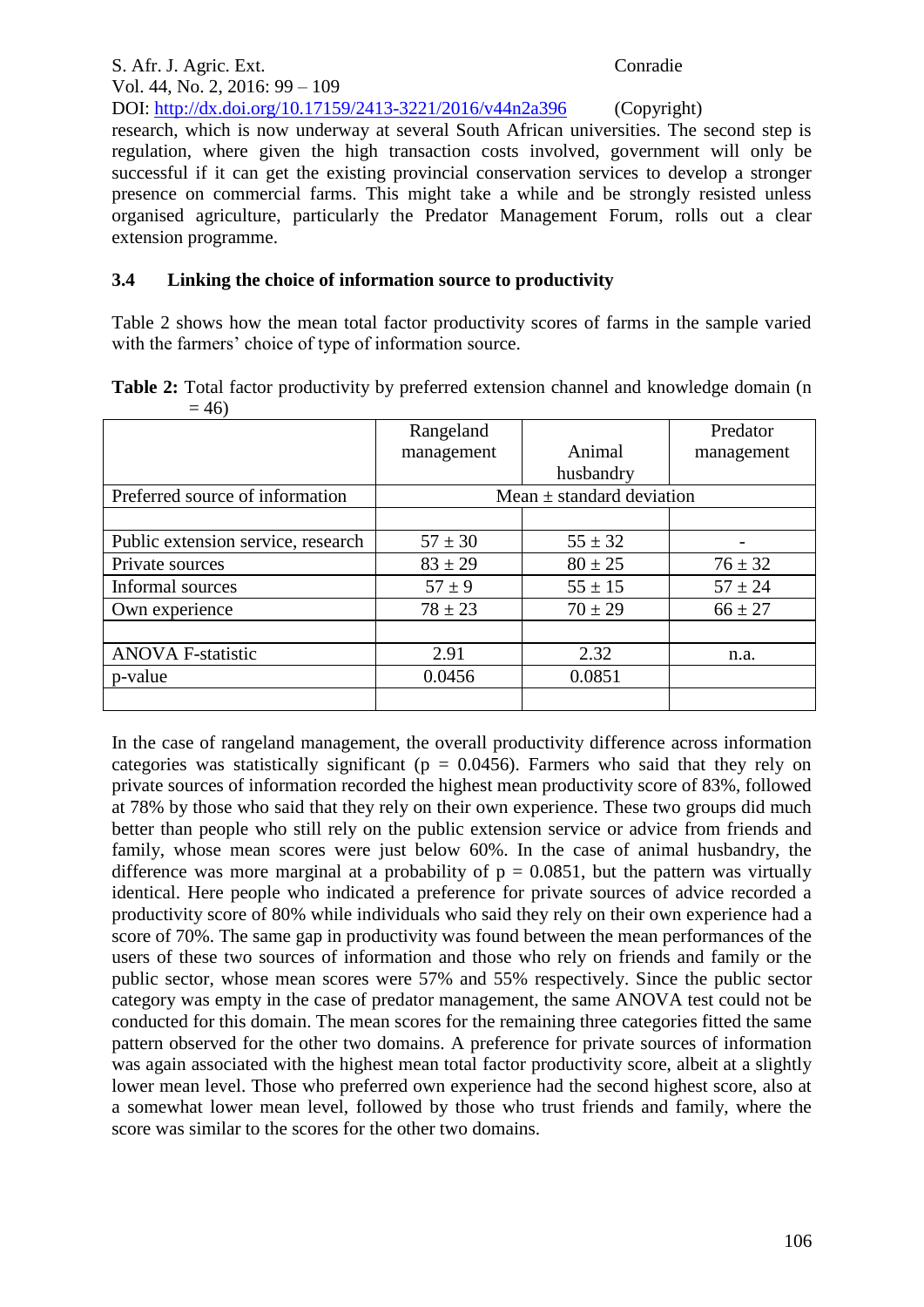research, which is now underway at several South African universities. The second step is regulation, where given the high transaction costs involved, government will only be successful if it can get the existing provincial conservation services to develop a stronger presence on commercial farms. This might take a while and be strongly resisted unless organised agriculture, particularly the Predator Management Forum, rolls out a clear extension programme.

### 3.4 Linking the choice of information source to productivity

Table 2 shows how the mean total factor productivity scores of farms in the sample varied with the farmers' choice of type of information source.

**Table 2:** Total factor productivity by preferred extension channel and knowledge domain (n = 46)

| | Rangeland management | Animal husbandry | Predator management |
|---|---|---|---|
| Preferred source of information | Mean ± standard deviation | | |
| | | | |
| Public extension service, research | 57 ± 30 | 55 ± 32 | - |
| Private sources | 83 ± 29 | 80 ± 25 | 76 ± 32 |
| Informal sources | 57 ± 9 | 55 ± 15 | 57 ± 24 |
| Own experience | 78 ± 23 | 70 ± 29 | 66 ± 27 |
| | | | |
| ANOVA F-statistic | 2.91 | 2.32 | n.a. |
| p-value | 0.0456 | 0.0851 | |
| | | | |

In the case of rangeland management, the overall productivity difference across information categories was statistically significant ($p = 0.0456$). Farmers who said that they rely on private sources of information recorded the highest mean productivity score of 83%, followed at 78% by those who said that they rely on their own experience. These two groups did much better than people who still rely on the public extension service or advice from friends and family, whose mean scores were just below 60%. In the case of animal husbandry, the difference was more marginal at a probability of $p = 0.0851$, but the pattern was virtually identical. Here people who indicated a preference for private sources of advice recorded a productivity score of 80% while individuals who said they rely on their own experience had a score of 70%. The same gap in productivity was found between the mean performances of the users of these two sources of information and those who rely on friends and family or the public sector, whose mean scores were 57% and 55% respectively. Since the public sector category was empty in the case of predator management, the same ANOVA test could not be conducted for this domain. The mean scores for the remaining three categories fitted the same pattern observed for the other two domains. A preference for private sources of information was again associated with the highest mean total factor productivity score, albeit at a slightly lower mean level. Those who preferred own experience had the second highest score, also at a somewhat lower mean level, followed by those who trust friends and family, where the score was similar to the scores for the other two domains.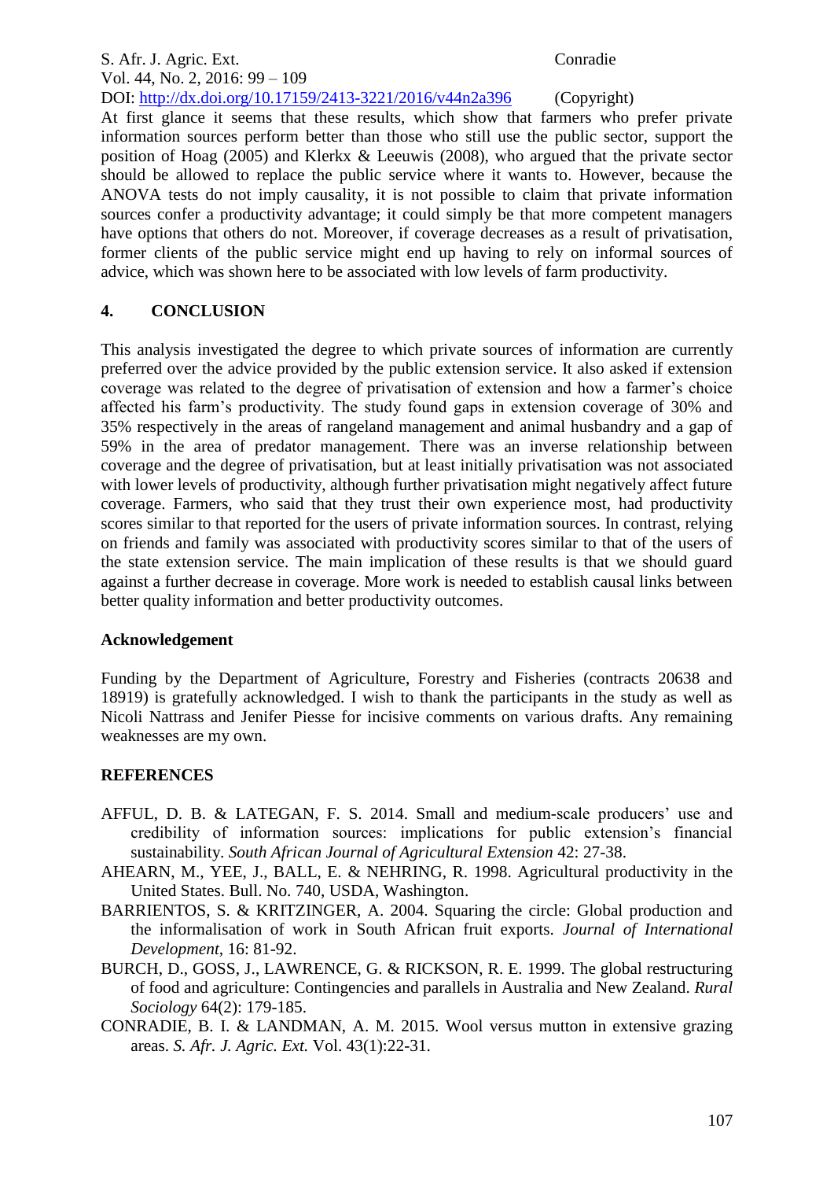At first glance it seems that these results, which show that farmers who prefer private information sources perform better than those who still use the public sector, support the position of Hoag (2005) and Klerkx & Leeuwis (2008), who argued that the private sector should be allowed to replace the public service where it wants to. However, because the ANOVA tests do not imply causality, it is not possible to claim that private information sources confer a productivity advantage; it could simply be that more competent managers have options that others do not. Moreover, if coverage decreases as a result of privatisation, former clients of the public service might end up having to rely on informal sources of advice, which was shown here to be associated with low levels of farm productivity.

## 4. CONCLUSION

This analysis investigated the degree to which private sources of information are currently preferred over the advice provided by the public extension service. It also asked if extension coverage was related to the degree of privatisation of extension and how a farmer's choice affected his farm's productivity. The study found gaps in extension coverage of 30% and 35% respectively in the areas of rangeland management and animal husbandry and a gap of 59% in the area of predator management. There was an inverse relationship between coverage and the degree of privatisation, but at least initially privatisation was not associated with lower levels of productivity, although further privatisation might negatively affect future coverage. Farmers, who said that they trust their own experience most, had productivity scores similar to that reported for the users of private information sources. In contrast, relying on friends and family was associated with productivity scores similar to that of the users of the state extension service. The main implication of these results is that we should guard against a further decrease in coverage. More work is needed to establish causal links between better quality information and better productivity outcomes.

### Acknowledgement

Funding by the Department of Agriculture, Forestry and Fisheries (contracts 20638 and 18919) is gratefully acknowledged. I wish to thank the participants in the study as well as Nicoli Nattrass and Jenifer Piesse for incisive comments on various drafts. Any remaining weaknesses are my own.

## REFERENCES

AFFUL, D. B. & LATEGAN, F. S. 2014. Small and medium-scale producers' use and credibility of information sources: implications for public extension's financial sustainability. *South African Journal of Agricultural Extension* 42: 27-38.

AHEARN, M., YEE, J., BALL, E. & NEHRING, R. 1998. Agricultural productivity in the United States. Bull. No. 740, USDA, Washington.

BARRIENTOS, S. & KRITZINGER, A. 2004. Squaring the circle: Global production and the informalisation of work in South African fruit exports. *Journal of International Development*, 16: 81-92.

BURCH, D., GOSS, J., LAWRENCE, G. & RICKSON, R. E. 1999. The global restructuring of food and agriculture: Contingencies and parallels in Australia and New Zealand. *Rural Sociology* 64(2): 179-185.

CONRADIE, B. I. & LANDMAN, A. M. 2015. Wool versus mutton in extensive grazing areas. *S. Afr. J. Agric. Ext.* Vol. 43(1):22-31.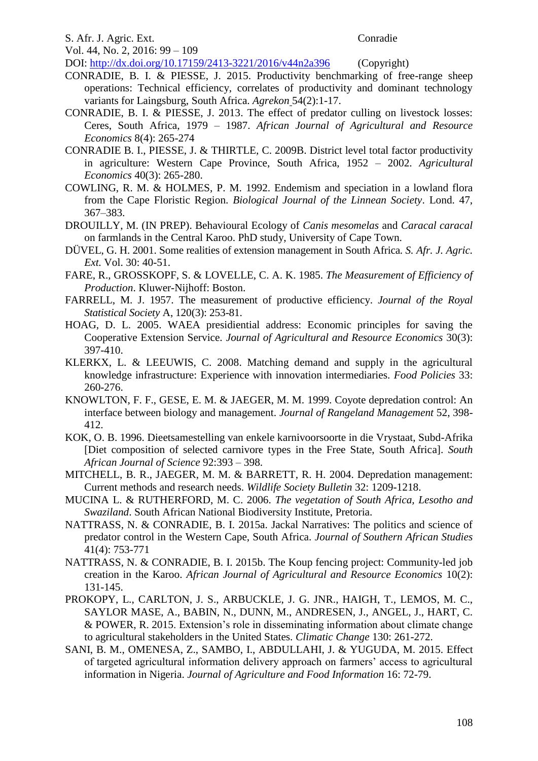CONRADIE, B. I. & PIESSE, J. 2015. Productivity benchmarking of free-range sheep operations: Technical efficiency, correlates of productivity and dominant technology variants for Laingsburg, South Africa. *Agrekon* 54(2):1-17.

CONRADIE, B. I. & PIESSE, J. 2013. The effect of predator culling on livestock losses: Ceres, South Africa, 1979 – 1987. *African Journal of Agricultural and Resource Economics* 8(4): 265-274

CONRADIE B. I., PIESSE, J. & THIRTLE, C. 2009B. District level total factor productivity in agriculture: Western Cape Province, South Africa, 1952 – 2002. *Agricultural Economics* 40(3): 265-280.

COWLING, R. M. & HOLMES, P. M. 1992. Endemism and speciation in a lowland flora from the Cape Floristic Region. *Biological Journal of the Linnean Society*. Lond. 47, 367–383.

DROUILLY, M. (IN PREP). Behavioural Ecology of *Canis mesomelas* and *Caracal caracal* on farmlands in the Central Karoo. PhD study, University of Cape Town.

DÜVEL, G. H. 2001. Some realities of extension management in South Africa. *S. Afr. J. Agric. Ext.* Vol. 30: 40-51.

FARE, R., GROSSKOPF, S. & LOVELLE, C. A. K. 1985. *The Measurement of Efficiency of Production*. Kluwer-Nijhoff: Boston.

FARRELL, M. J. 1957. The measurement of productive efficiency. *Journal of the Royal Statistical Society* A, 120(3): 253-81.

HOAG, D. L. 2005. WAEA presidiential address: Economic principles for saving the Cooperative Extension Service. *Journal of Agricultural and Resource Economics* 30(3): 397-410.

KLERKX, L. & LEEUWIS, C. 2008. Matching demand and supply in the agricultural knowledge infrastructure: Experience with innovation intermediaries. *Food Policies* 33: 260-276.

KNOWLTON, F. F., GESE, E. M. & JAEGER, M. M. 1999. Coyote depredation control: An interface between biology and management. *Journal of Rangeland Management* 52, 398-412.

KOK, O. B. 1996. Dieetsamestelling van enkele karnivoorsoorte in die Vrystaat, Subd-Afrika [Diet composition of selected carnivore types in the Free State, South Africa]. *South African Journal of Science* 92:393 – 398.

MITCHELL, B. R., JAEGER, M. M. & BARRETT, R. H. 2004. Depredation management: Current methods and research needs. *Wildlife Society Bulletin* 32: 1209-1218.

MUCINA L. & RUTHERFORD, M. C. 2006. *The vegetation of South Africa, Lesotho and Swaziland*. South African National Biodiversity Institute, Pretoria.

NATTRASS, N. & CONRADIE, B. I. 2015a. Jackal Narratives: The politics and science of predator control in the Western Cape, South Africa. *Journal of Southern African Studies* 41(4): 753-771

NATTRASS, N. & CONRADIE, B. I. 2015b. The Koup fencing project: Community-led job creation in the Karoo. *African Journal of Agricultural and Resource Economics* 10(2): 131-145.

PROKOPY, L., CARLTON, J. S., ARBUCKLE, J. G. JNR., HAIGH, T., LEMOS, M. C., SAYLOR MASE, A., BABIN, N., DUNN, M., ANDRESEN, J., ANGEL, J., HART, C. & POWER, R. 2015. Extension's role in disseminating information about climate change to agricultural stakeholders in the United States. *Climatic Change* 130: 261-272.

SANI, B. M., OMENESA, Z., SAMBO, I., ABDULLAHI, J. & YUGUDA, M. 2015. Effect of targeted agricultural information delivery approach on farmers' access to agricultural information in Nigeria. *Journal of Agriculture and Food Information* 16: 72-79.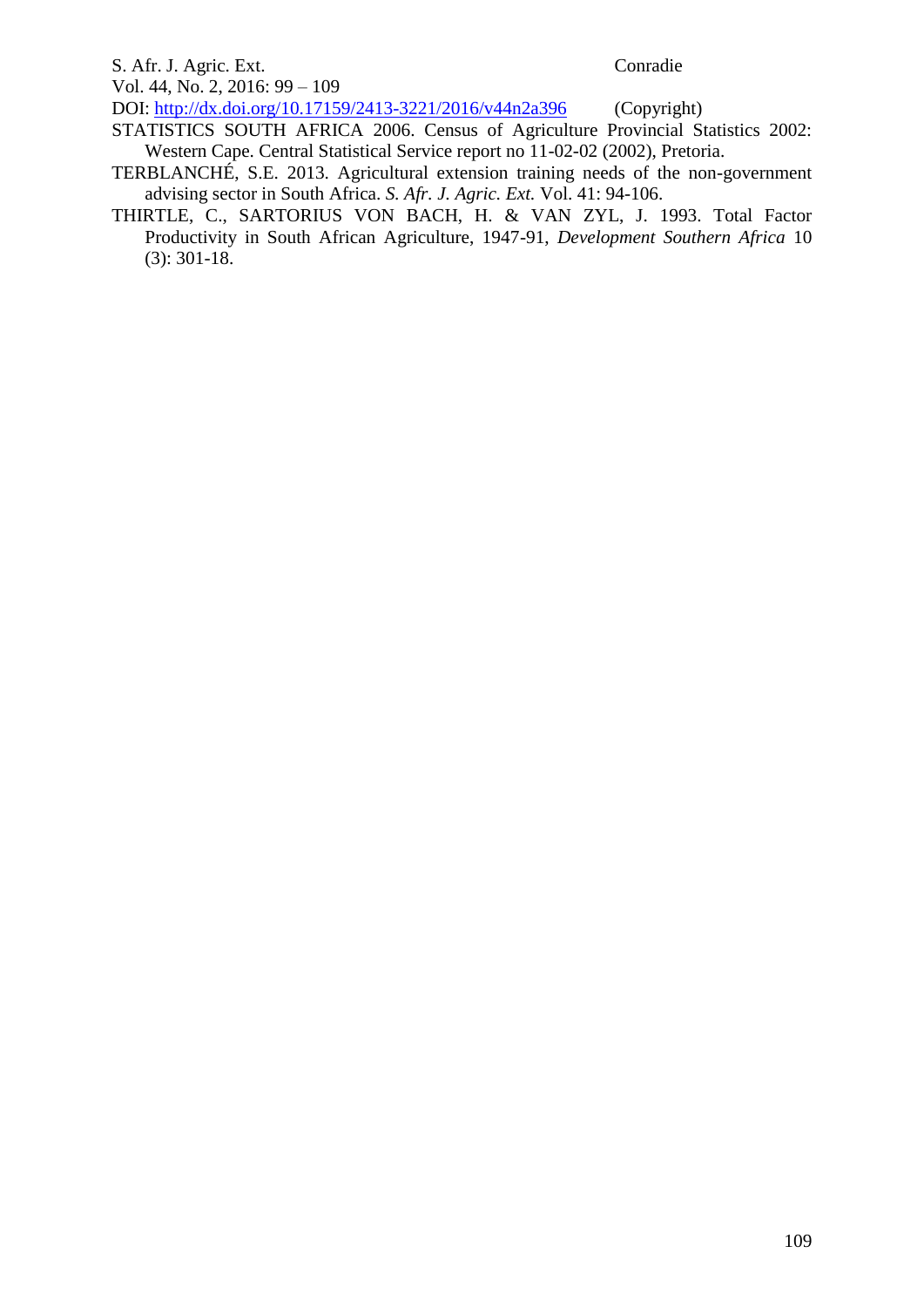STATISTICS SOUTH AFRICA 2006. Census of Agriculture Provincial Statistics 2002: Western Cape. Central Statistical Service report no 11-02-02 (2002), Pretoria.

TERBLANCHÉ, S.E. 2013. Agricultural extension training needs of the non-government advising sector in South Africa. *S. Afr. J. Agric. Ext.* Vol. 41: 94-106.

THIRTLE, C., SARTORIUS VON BACH, H. & VAN ZYL, J. 1993. Total Factor Productivity in South African Agriculture, 1947-91, *Development Southern Africa* 10 (3): 301-18.